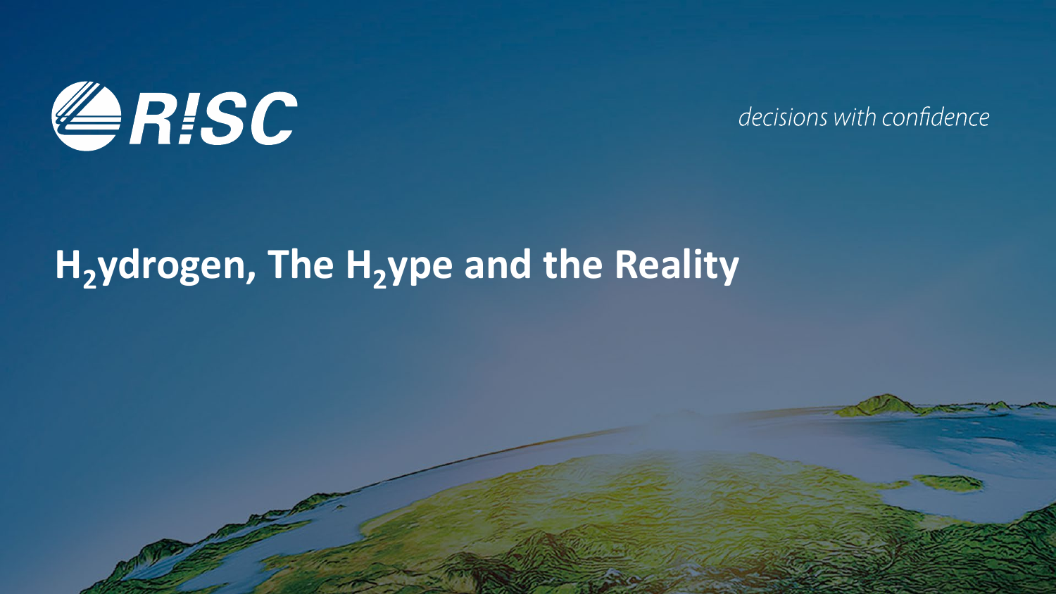RISC

*decisions with confidence*

# $H_2$ydrogen, The $H_2$ype and the Reality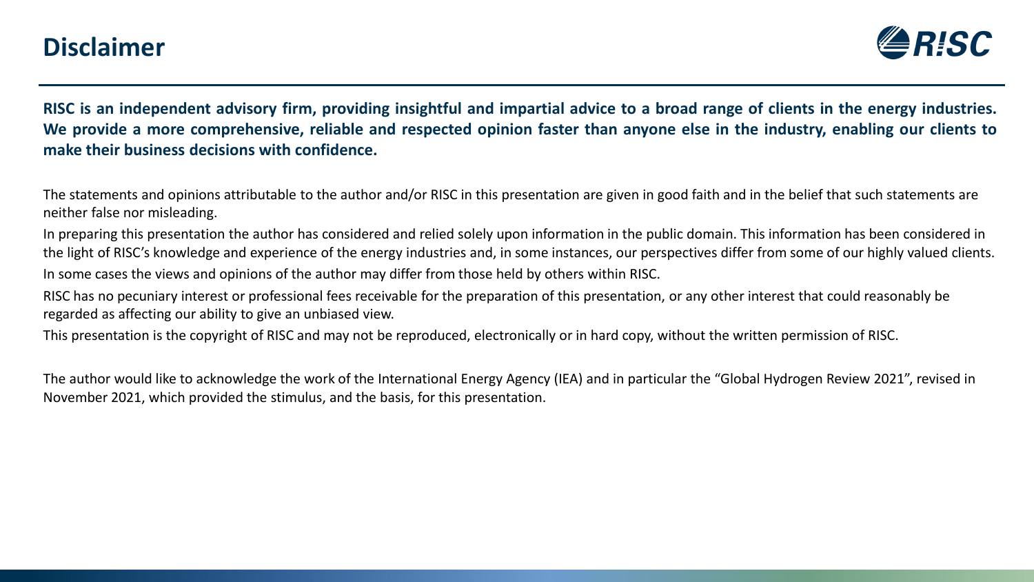# Disclaimer

**RISC is an independent advisory firm, providing insightful and impartial advice to a broad range of clients in the energy industries. We provide a more comprehensive, reliable and respected opinion faster than anyone else in the industry, enabling our clients to make their business decisions with confidence.**

The statements and opinions attributable to the author and/or RISC in this presentation are given in good faith and in the belief that such statements are neither false nor misleading.

In preparing this presentation the author has considered and relied solely upon information in the public domain. This information has been considered in the light of RISC's knowledge and experience of the energy industries and, in some instances, our perspectives differ from some of our highly valued clients.

In some cases the views and opinions of the author may differ from those held by others within RISC.

RISC has no pecuniary interest or professional fees receivable for the preparation of this presentation, or any other interest that could reasonably be regarded as affecting our ability to give an unbiased view.

This presentation is the copyright of RISC and may not be reproduced, electronically or in hard copy, without the written permission of RISC.

The author would like to acknowledge the work of the International Energy Agency (IEA) and in particular the "Global Hydrogen Review 2021", revised in November 2021, which provided the stimulus, and the basis, for this presentation.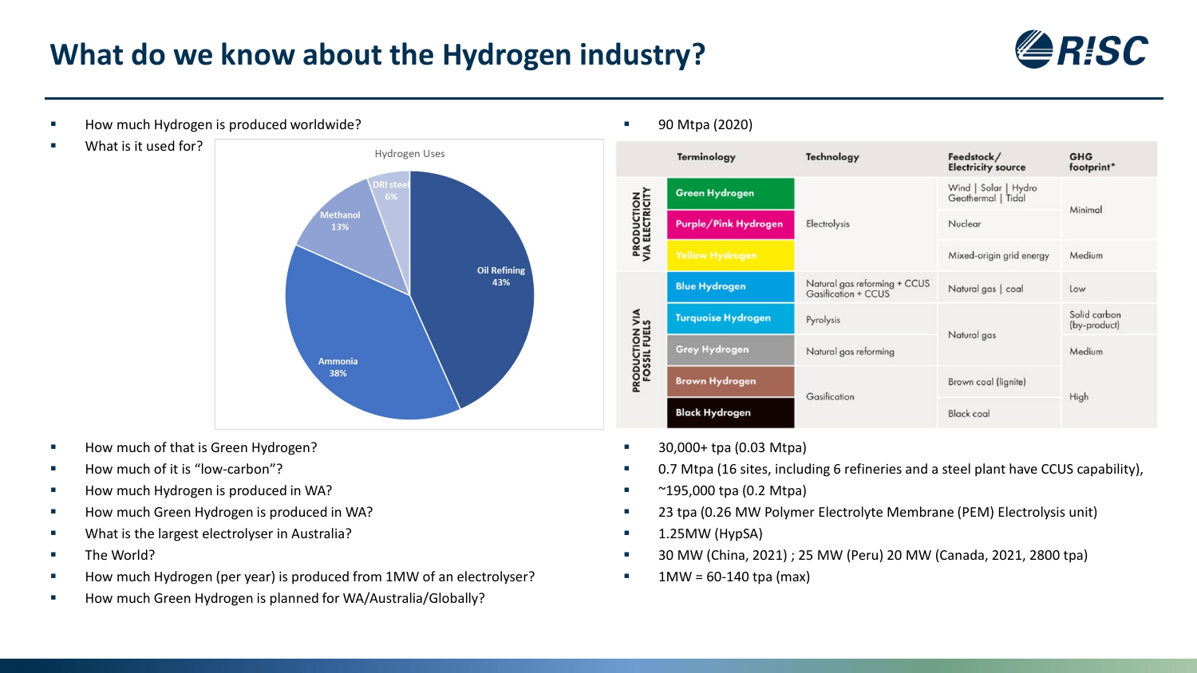# What do we know about the Hydrogen industry?

- How much Hydrogen is produced worldwide?
  - 90 Mtpa (2020)
- What is it used for?

**Hydrogen Uses**

| Use | Share |
| --- | --- |
| Oil Refining | 43% |
| Ammonia | 38% |
| Methanol | 13% |
| DRI steel | 6% |

| | Terminology | Technology | Feedstock/ Electricity source | GHG footprint* |
| --- | --- | --- | --- | --- |
| PRODUCTION VIA ELECTRICITY | Green Hydrogen | Electrolysis | Wind \| Solar \| Hydro Geothermal \| Tidal | Minimal |
| | Purple/Pink Hydrogen | | Nuclear | |
| | Yellow Hydrogen | | Mixed-origin grid energy | Medium |
| PRODUCTION VIA FOSSIL FUELS | Blue Hydrogen | Natural gas reforming + CCUS Gasification + CCUS | Natural gas \| coal | Low |
| | Turquoise Hydrogen | Pyrolysis | Natural gas | Solid carbon (by-product) |
| | Grey Hydrogen | Natural gas reforming | | Medium |
| | Brown Hydrogen | Gasification | Brown coal (lignite) | High |
| | Black Hydrogen | | Black coal | |

- How much of that is Green Hydrogen?
  - 30,000+ tpa (0.03 Mtpa)
- How much of it is "low-carbon"?
  - 0.7 Mtpa (16 sites, including 6 refineries and a steel plant have CCUS capability),
- How much Hydrogen is produced in WA?
  - ~195,000 tpa (0.2 Mtpa)
- How much Green Hydrogen is produced in WA?
  - 23 tpa (0.26 MW Polymer Electrolyte Membrane (PEM) Electrolysis unit)
- What is the largest electrolyser in Australia?
  - 1.25MW (HypSA)
- The World?
  - 30 MW (China, 2021) ; 25 MW (Peru) 20 MW (Canada, 2021, 2800 tpa)
- How much Hydrogen (per year) is produced from 1MW of an electrolyser?
  - 1MW = 60-140 tpa (max)
- How much Green Hydrogen is planned for WA/Australia/Globally?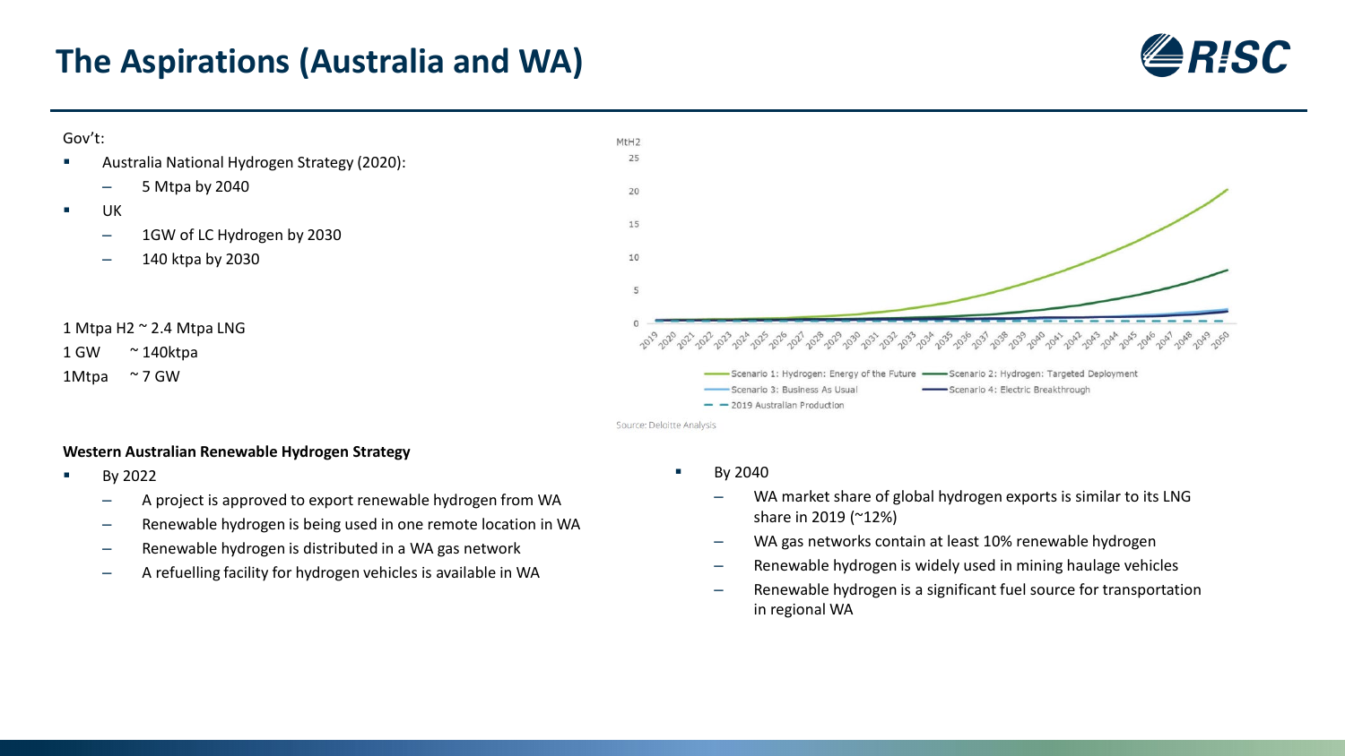# The Aspirations (Australia and WA)

Gov't:

- Australia National Hydrogen Strategy (2020):
  - 5 Mtpa by 2040
- UK
  - 1GW of LC Hydrogen by 2030
  - 140 ktpa by 2030

1 Mtpa H2 ~ 2.4 Mtpa LNG
1 GW ~ 140ktpa
1Mtpa ~ 7 GW

MtH2

Scenario 1: Hydrogen: Energy of the Future — Scenario 2: Hydrogen: Targeted Deployment — Scenario 3: Business As Usual — Scenario 4: Electric Breakthrough — 2019 Australian Production

Source: Deloitte Analysis

**Western Australian Renewable Hydrogen Strategy**

- By 2022
  - A project is approved to export renewable hydrogen from WA
  - Renewable hydrogen is being used in one remote location in WA
  - Renewable hydrogen is distributed in a WA gas network
  - A refuelling facility for hydrogen vehicles is available in WA
- By 2040
  - WA market share of global hydrogen exports is similar to its LNG share in 2019 (~12%)
  - WA gas networks contain at least 10% renewable hydrogen
  - Renewable hydrogen is widely used in mining haulage vehicles
  - Renewable hydrogen is a significant fuel source for transportation in regional WA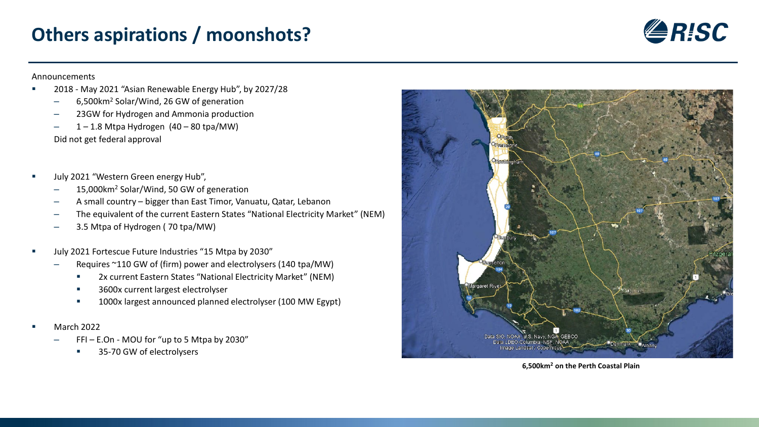# Others aspirations / moonshots?

Announcements

- 2018 - May 2021 “Asian Renewable Energy Hub”, by 2027/28
  - 6,500km$^2$ Solar/Wind, 26 GW of generation
  - 23GW for Hydrogen and Ammonia production
  - 1 – 1.8 Mtpa Hydrogen (40 – 80 tpa/MW)

  Did not get federal approval

- July 2021 “Western Green energy Hub”,
  - 15,000km$^2$ Solar/Wind, 50 GW of generation
  - A small country – bigger than East Timor, Vanuatu, Qatar, Lebanon
  - The equivalent of the current Eastern States “National Electricity Market” (NEM)
  - 3.5 Mtpa of Hydrogen ( 70 tpa/MW)

- July 2021 Fortescue Future Industries “15 Mtpa by 2030”
  - Requires ~110 GW of (firm) power and electrolysers (140 tpa/MW)
    - 2x current Eastern States “National Electricity Market” (NEM)
    - 3600x current largest electrolyser
    - 1000x largest announced planned electrolyser (100 MW Egypt)

- March 2022
  - FFI – E.On - MOU for “up to 5 Mtpa by 2030”
    - 35-70 GW of electrolysers

**6,500km$^2$ on the Perth Coastal Plain**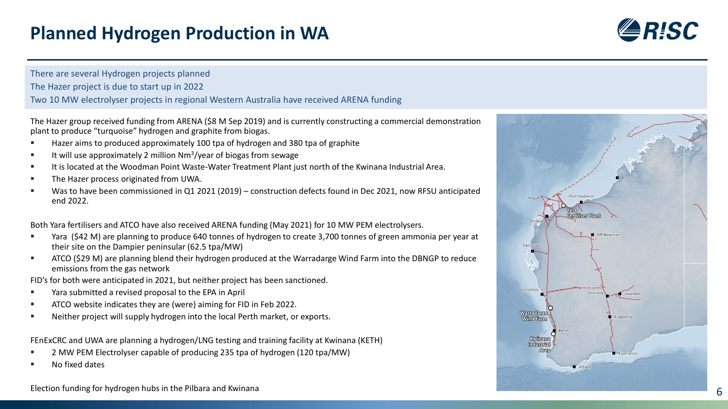# Planned Hydrogen Production in WA

There are several Hydrogen projects planned

The Hazer project is due to start up in 2022

Two 10 MW electrolyser projects in regional Western Australia have received ARENA funding

The Hazer group received funding from ARENA ($8 M Sep 2019) and is currently constructing a commercial demonstration plant to produce "turquoise" hydrogen and graphite from biogas.

- Hazer aims to produced approximately 100 tpa of hydrogen and 380 tpa of graphite
- It will use approximately 2 million $Nm^3$/year of biogas from sewage
- It is located at the Woodman Point Waste-Water Treatment Plant just north of the Kwinana Industrial Area.
- The Hazer process originated from UWA.
- Was to have been commissioned in Q1 2021 (2019) – construction defects found in Dec 2021, now RFSU anticipated end 2022.

Both Yara fertilisers and ATCO have also received ARENA funding (May 2021) for 10 MW PEM electrolysers.

- Yara ($42 M) are planning to produce 640 tonnes of hydrogen to create 3,700 tonnes of green ammonia per year at their site on the Dampier peninsular (62.5 tpa/MW)
- ATCO ($29 M) are planning blend their hydrogen produced at the Warradarge Wind Farm into the DBNGP to reduce emissions from the gas network

FID's for both were anticipated in 2021, but neither project has been sanctioned.

- Yara submitted a revised proposal to the EPA in April
- ATCO website indicates they are (were) aiming for FID in Feb 2022.
- Neither project will supply hydrogen into the local Perth market, or exports.

FEnExCRC and UWA are planning a hydrogen/LNG testing and training facility at Kwinana (KETH)

- 2 MW PEM Electrolyser capable of producing 235 tpa of hydrogen (120 tpa/MW)
- No fixed dates

Election funding for hydrogen hubs in the Pilbara and Kwinana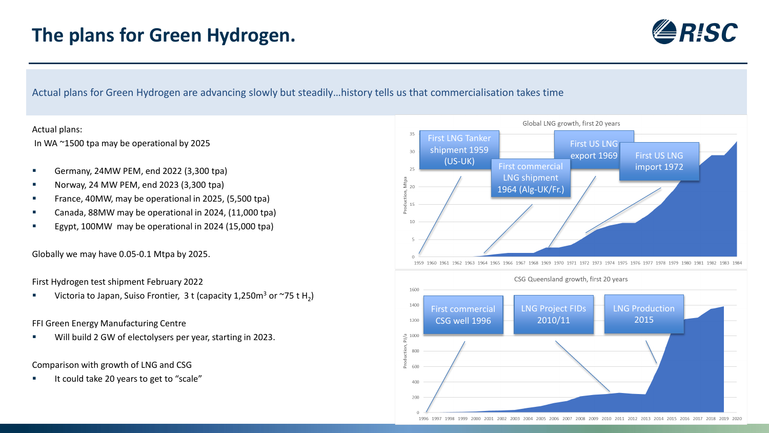# The plans for Green Hydrogen.

Actual plans for Green Hydrogen are advancing slowly but steadily…history tells us that commercialisation takes time

Actual plans:

In WA ~1500 tpa may be operational by 2025

- Germany, 24MW PEM, end 2022 (3,300 tpa)
- Norway, 24 MW PEM, end 2023 (3,300 tpa)
- France, 40MW, may be operational in 2025, (5,500 tpa)
- Canada, 88MW may be operational in 2024, (11,000 tpa)
- Egypt, 100MW may be operational in 2024 (15,000 tpa)

Globally we may have 0.05-0.1 Mtpa by 2025.

First Hydrogen test shipment February 2022

- Victoria to Japan, Suiso Frontier, 3 t (capacity 1,250m$^3$ or ~75 t $H_2$)

FFI Green Energy Manufacturing Centre

- Will build 2 GW of electolysers per year, starting in 2023.

Comparison with growth of LNG and CSG

- It could take 20 years to get to "scale"

Global LNG growth, first 20 years

- First LNG Tanker shipment 1959 (US-UK)
- First commercial LNG shipment 1964 (Alg-UK/Fr.)
- First US LNG export 1969
- First US LNG import 1972

CSG Queensland growth, first 20 years

- First commercial CSG well 1996
- LNG Project FIDs 2010/11
- LNG Production 2015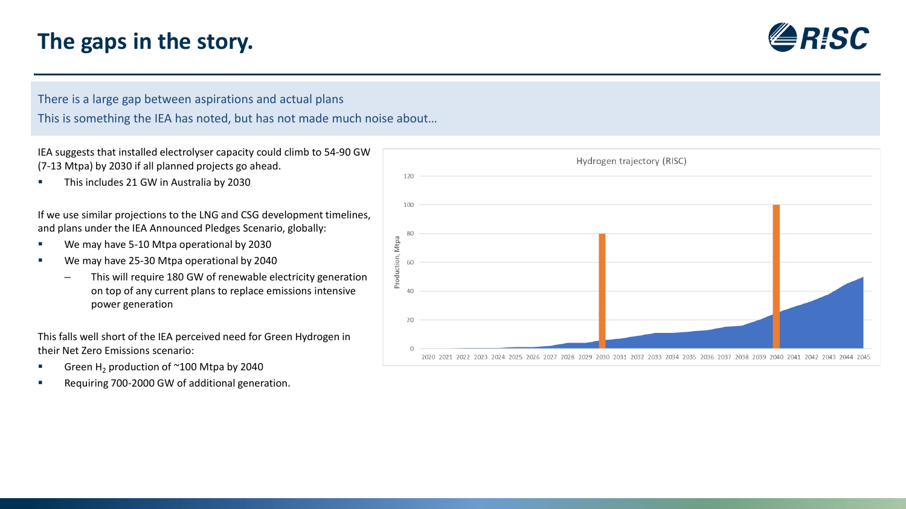# The gaps in the story.

There is a large gap between aspirations and actual plans

This is something the IEA has noted, but has not made much noise about…

IEA suggests that installed electrolyser capacity could climb to 54-90 GW (7-13 Mtpa) by 2030 if all planned projects go ahead.

- This includes 21 GW in Australia by 2030

If we use similar projections to the LNG and CSG development timelines, and plans under the IEA Announced Pledges Scenario, globally:

- We may have 5-10 Mtpa operational by 2030
- We may have 25-30 Mtpa operational by 2040
  - This will require 180 GW of renewable electricity generation on top of any current plans to replace emissions intensive power generation

This falls well short of the IEA perceived need for Green Hydrogen in their Net Zero Emissions scenario:

- Green $H_2$ production of ~100 Mtpa by 2040
- Requiring 700-2000 GW of additional generation.

Hydrogen trajectory (RISC)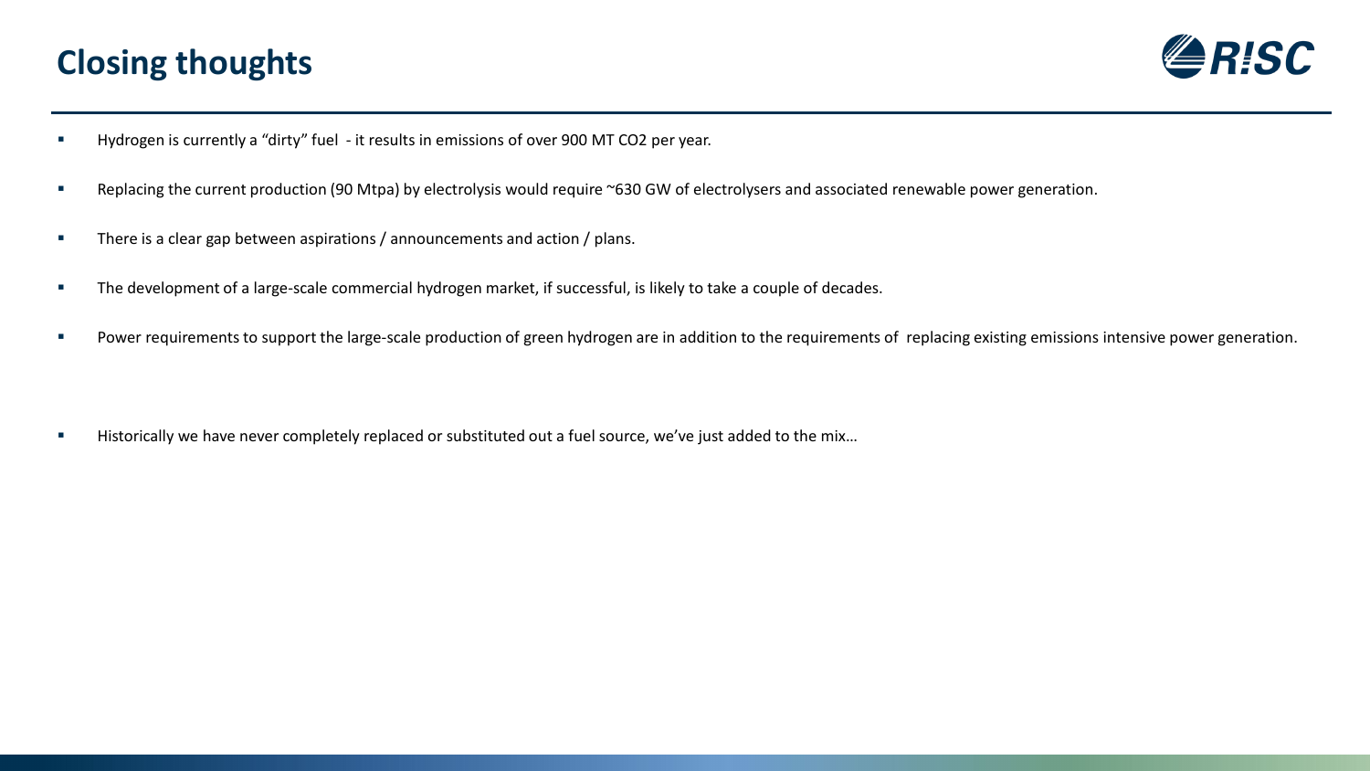# Closing thoughts

- Hydrogen is currently a “dirty” fuel - it results in emissions of over 900 MT $CO_2$ per year.
- Replacing the current production (90 Mtpa) by electrolysis would require ~630 GW of electrolysers and associated renewable power generation.
- There is a clear gap between aspirations / announcements and action / plans.
- The development of a large-scale commercial hydrogen market, if successful, is likely to take a couple of decades.
- Power requirements to support the large-scale production of green hydrogen are in addition to the requirements of replacing existing emissions intensive power generation.
- Historically we have never completely replaced or substituted out a fuel source, we’ve just added to the mix…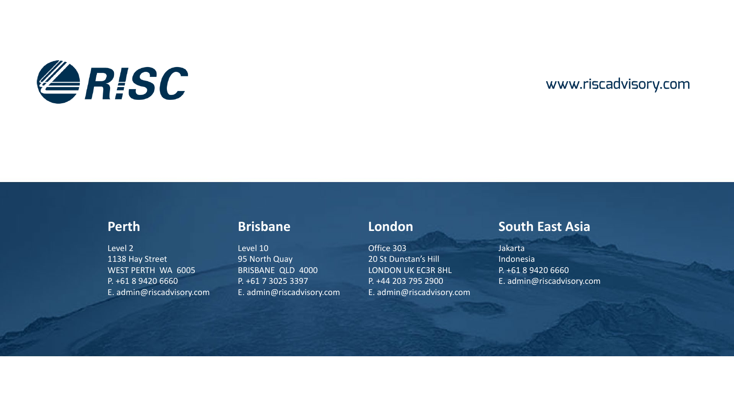RISC

www.riscadvisory.com

## Perth

Level 2
1138 Hay Street
WEST PERTH WA 6005
P. +61 8 9420 6660
E. admin@riscadvisory.com

## Brisbane

Level 10
95 North Quay
BRISBANE QLD 4000
P. +61 7 3025 3397
E. admin@riscadvisory.com

## London

Office 303
20 St Dunstan's Hill
LONDON UK EC3R 8HL
P. +44 203 795 2900
E. admin@riscadvisory.com

## South East Asia

Jakarta
Indonesia
P. +61 8 9420 6660
E. admin@riscadvisory.com